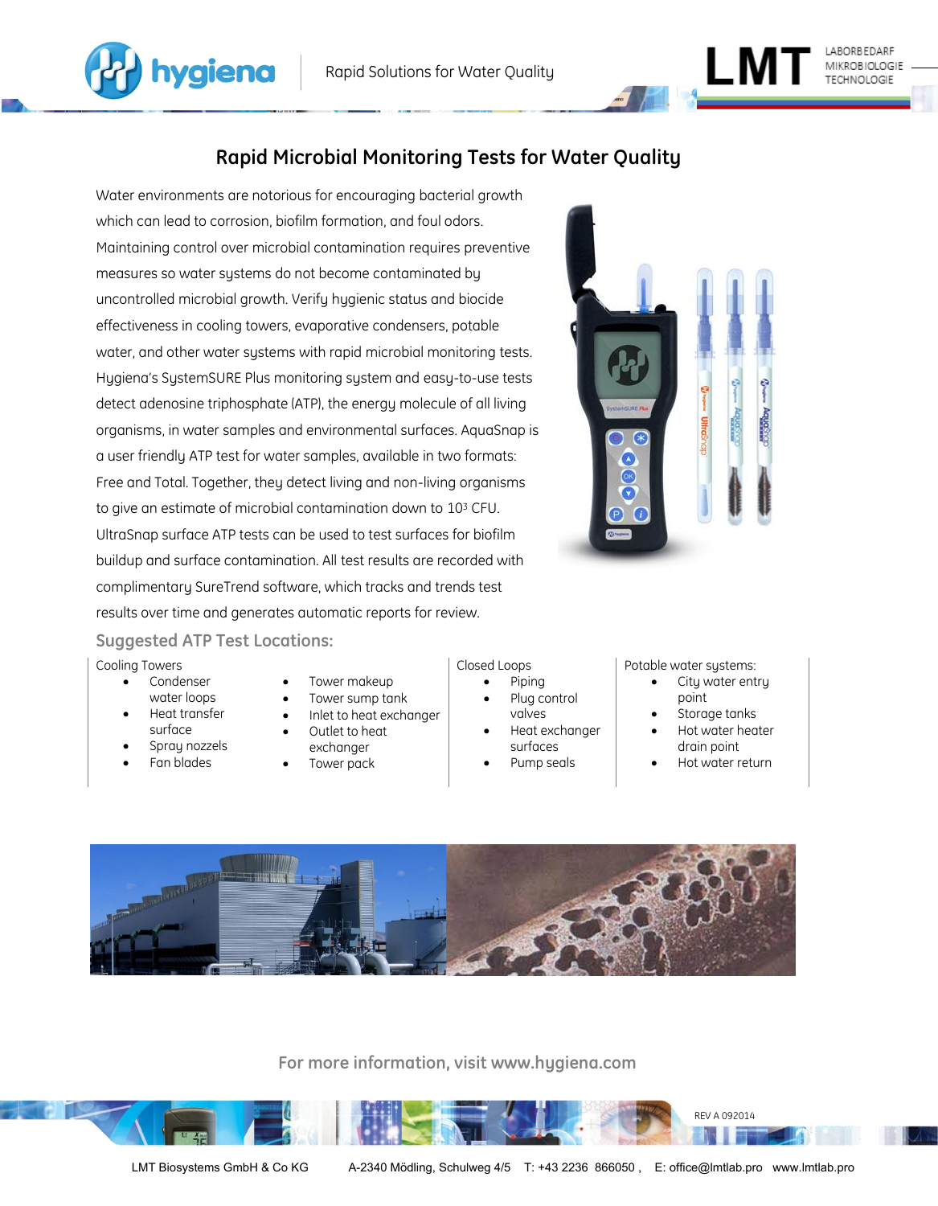# Rapid Microbial Monitoring Tests for Water Quality

Water environments are notorious for encouraging bacterial growth which can lead to corrosion, biofilm formation, and foul odors. Maintaining control over microbial contamination requires preventive measures so water systems do not become contaminated by uncontrolled microbial growth. Verify hygienic status and biocide effectiveness in cooling towers, evaporative condensers, potable water, and other water systems with rapid microbial monitoring tests. Hygiena's SystemSURE Plus monitoring system and easy-to-use tests detect adenosine triphosphate (ATP), the energy molecule of all living organisms, in water samples and environmental surfaces. AquaSnap is a user friendly ATP test for water samples, available in two formats: Free and Total. Together, they detect living and non-living organisms to give an estimate of microbial contamination down to $10^3$ CFU. UltraSnap surface ATP tests can be used to test surfaces for biofilm buildup and surface contamination. All test results are recorded with complimentary SureTrend software, which tracks and trends test results over time and generates automatic reports for review.

## Suggested ATP Test Locations:

Cooling Towers

- Condenser water loops
- Heat transfer surface
- Spray nozzles
- Fan blades
- Tower makeup
- Tower sump tank
- Inlet to heat exchanger
- Outlet to heat exchanger
- Tower pack

Closed Loops

- Piping
- Plug control valves
- Heat exchanger surfaces
- Pump seals

Potable water systems:

- City water entry point
- Storage tanks
- Hot water heater drain point
- Hot water return

For more information, visit www.hygiena.com

REV A 092014

LMT Biosystems GmbH & Co KG A-2340 Mödling, Schulweg 4/5 T: +43 2236 866050 , E: office@lmtlab.pro www.lmtlab.pro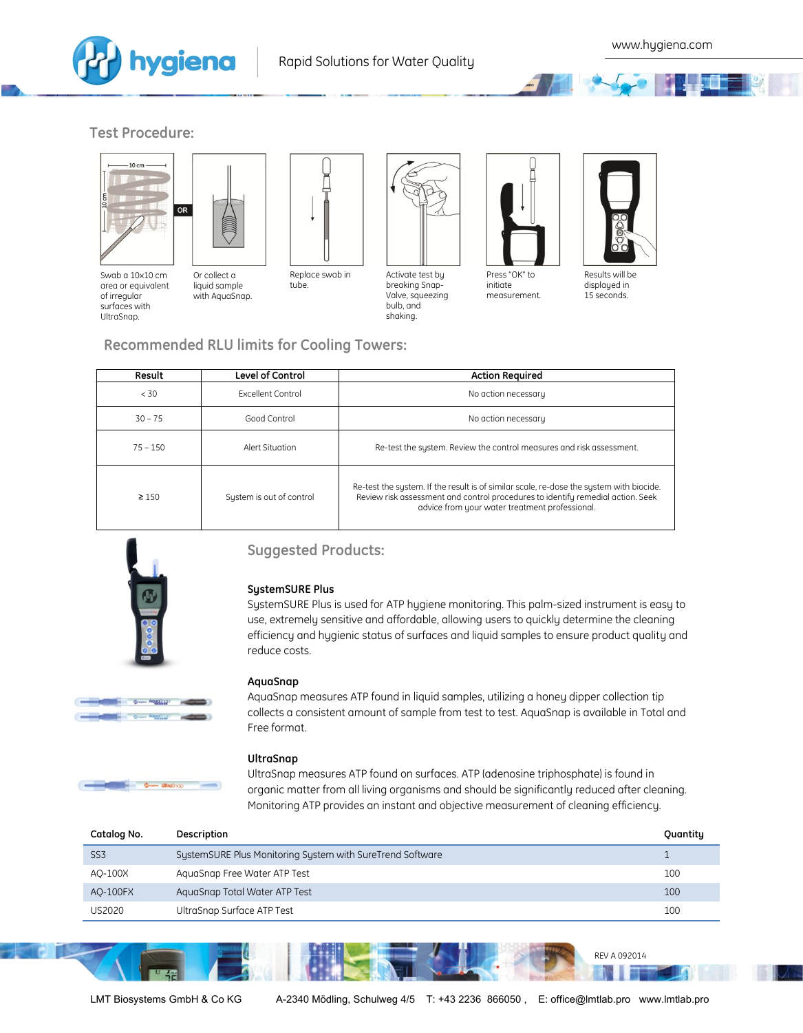## Test Procedure:

Swab a 10x10 cm area or equivalent of irregular surfaces with UltraSnap.

OR

Or collect a liquid sample with AquaSnap.

Replace swab in tube.

Activate test by breaking Snap-Valve, squeezing bulb, and shaking.

Press "OK" to initiate measurement.

Results will be displayed in 15 seconds.

## Recommended RLU limits for Cooling Towers:

| Result | Level of Control | Action Required |
|---|---|---|
| < 30 | Excellent Control | No action necessary |
| 30 – 75 | Good Control | No action necessary |
| 75 – 150 | Alert Situation | Re-test the system. Review the control measures and risk assessment. |
| ≥ 150 | System is out of control | Re-test the system. If the result is of similar scale, re-dose the system with biocide. Review risk assessment and control procedures to identify remedial action. Seek advice from your water treatment professional. |

## Suggested Products:

### SystemSURE Plus

SystemSURE Plus is used for ATP hygiene monitoring. This palm-sized instrument is easy to use, extremely sensitive and affordable, allowing users to quickly determine the cleaning efficiency and hygienic status of surfaces and liquid samples to ensure product quality and reduce costs.

### AquaSnap

AquaSnap measures ATP found in liquid samples, utilizing a honey dipper collection tip collects a consistent amount of sample from test to test. AquaSnap is available in Total and Free format.

### UltraSnap

UltraSnap measures ATP found on surfaces. ATP (adenosine triphosphate) is found in organic matter from all living organisms and should be significantly reduced after cleaning. Monitoring ATP provides an instant and objective measurement of cleaning efficiency.

| Catalog No. | Description | Quantity |
|---|---|---|
| SS3 | SystemSURE Plus Monitoring System with SureTrend Software | 1 |
| AQ-100X | AquaSnap Free Water ATP Test | 100 |
| AQ-100FX | AquaSnap Total Water ATP Test | 100 |
| US2020 | UltraSnap Surface ATP Test | 100 |

REV A 092014

LMT Biosystems GmbH & Co KG A-2340 Mödling, Schulweg 4/5 T: +43 2236 866050 , E: office@lmtlab.pro www.lmtlab.pro